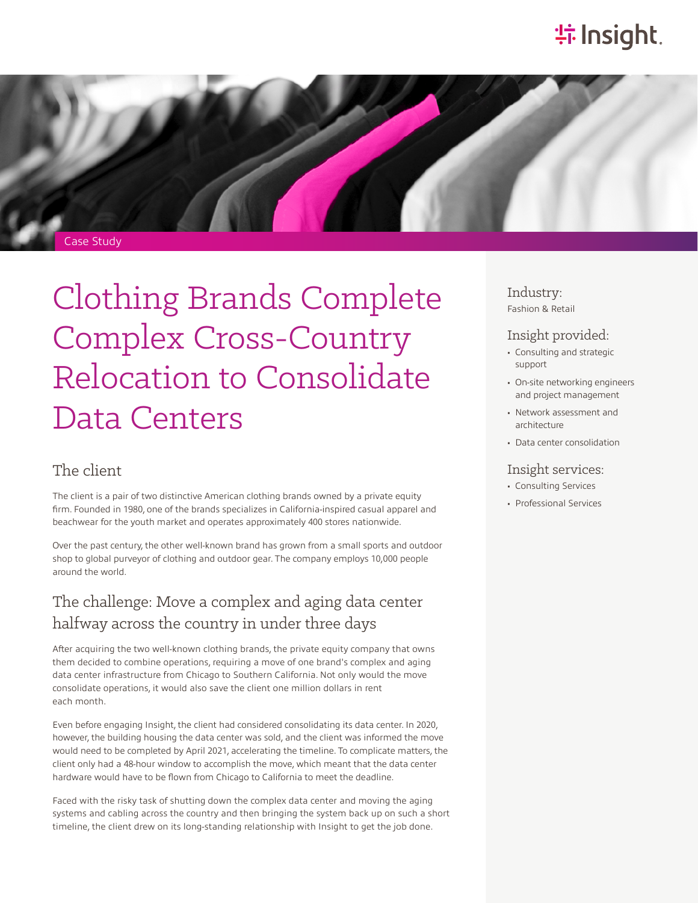Case Study

# Clothing Brands Complete Complex Cross-Country Relocation to Consolidate Data Centers

## The client

The client is a pair of two distinctive American clothing brands owned by a private equity firm. Founded in 1980, one of the brands specializes in California-inspired casual apparel and beachwear for the youth market and operates approximately 400 stores nationwide.

Over the past century, the other well-known brand has grown from a small sports and outdoor shop to global purveyor of clothing and outdoor gear. The company employs 10,000 people around the world.

## The challenge: Move a complex and aging data center halfway across the country in under three days

After acquiring the two well-known clothing brands, the private equity company that owns them decided to combine operations, requiring a move of one brand's complex and aging data center infrastructure from Chicago to Southern California. Not only would the move consolidate operations, it would also save the client one million dollars in rent each month.

Even before engaging Insight, the client had considered consolidating its data center. In 2020, however, the building housing the data center was sold, and the client was informed the move would need to be completed by April 2021, accelerating the timeline. To complicate matters, the client only had a 48-hour window to accomplish the move, which meant that the data center hardware would have to be flown from Chicago to California to meet the deadline.

Faced with the risky task of shutting down the complex data center and moving the aging systems and cabling across the country and then bringing the system back up on such a short timeline, the client drew on its long-standing relationship with Insight to get the job done.

### Industry:

Fashion & Retail

### Insight provided:

- Consulting and strategic support
- On-site networking engineers and project management
- Network assessment and architecture
- Data center consolidation

### Insight services:

- Consulting Services
- Professional Services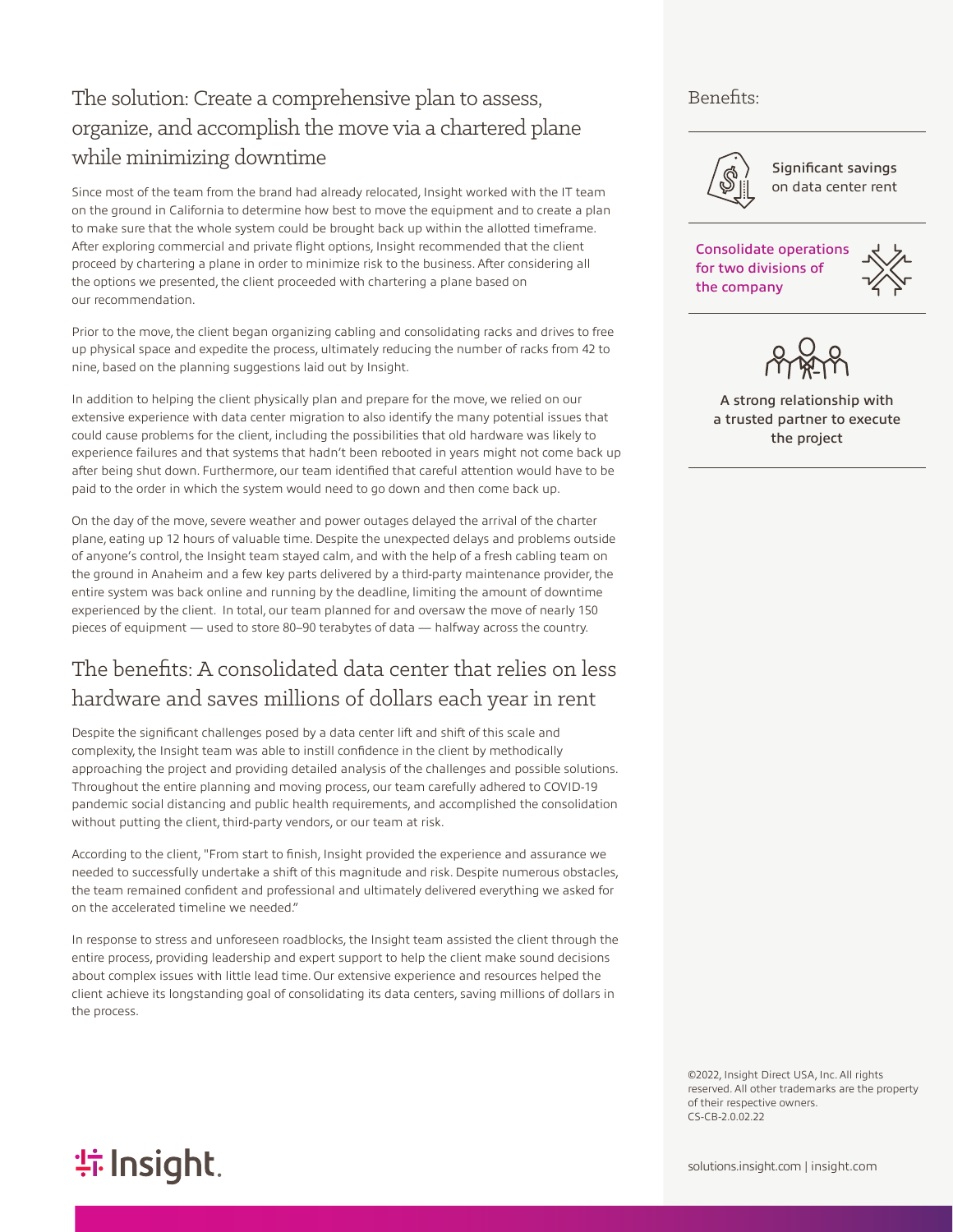## The solution: Create a comprehensive plan to assess, organize, and accomplish the move via a chartered plane while minimizing downtime

Since most of the team from the brand had already relocated, Insight worked with the IT team on the ground in California to determine how best to move the equipment and to create a plan to make sure that the whole system could be brought back up within the allotted timeframe. After exploring commercial and private flight options, Insight recommended that the client proceed by chartering a plane in order to minimize risk to the business. After considering all the options we presented, the client proceeded with chartering a plane based on our recommendation.

Prior to the move, the client began organizing cabling and consolidating racks and drives to free up physical space and expedite the process, ultimately reducing the number of racks from 42 to nine, based on the planning suggestions laid out by Insight.

In addition to helping the client physically plan and prepare for the move, we relied on our extensive experience with data center migration to also identify the many potential issues that could cause problems for the client, including the possibilities that old hardware was likely to experience failures and that systems that hadn't been rebooted in years might not come back up after being shut down. Furthermore, our team identified that careful attention would have to be paid to the order in which the system would need to go down and then come back up.

On the day of the move, severe weather and power outages delayed the arrival of the charter plane, eating up 12 hours of valuable time. Despite the unexpected delays and problems outside of anyone's control, the Insight team stayed calm, and with the help of a fresh cabling team on the ground in Anaheim and a few key parts delivered by a third-party maintenance provider, the entire system was back online and running by the deadline, limiting the amount of downtime experienced by the client. In total, our team planned for and oversaw the move of nearly 150 pieces of equipment — used to store 80–90 terabytes of data — halfway across the country.

## The benefits: A consolidated data center that relies on less hardware and saves millions of dollars each year in rent

Despite the significant challenges posed by a data center lift and shift of this scale and complexity, the Insight team was able to instill confidence in the client by methodically approaching the project and providing detailed analysis of the challenges and possible solutions. Throughout the entire planning and moving process, our team carefully adhered to COVID-19 pandemic social distancing and public health requirements, and accomplished the consolidation without putting the client, third-party vendors, or our team at risk.

According to the client, "From start to finish, Insight provided the experience and assurance we needed to successfully undertake a shift of this magnitude and risk. Despite numerous obstacles, the team remained confident and professional and ultimately delivered everything we asked for on the accelerated timeline we needed."

In response to stress and unforeseen roadblocks, the Insight team assisted the client through the entire process, providing leadership and expert support to help the client make sound decisions about complex issues with little lead time. Our extensive experience and resources helped the client achieve its longstanding goal of consolidating its data centers, saving millions of dollars in the process.

## Benefits:

Significant savings on data center rent

Consolidate operations for two divisions of the company

A strong relationship with a trusted partner to execute the project

©2022, Insight Direct USA, Inc. All rights reserved. All other trademarks are the property of their respective owners.
CS-CB-2.0.02.22

Insight.

solutions.insight.com | insight.com